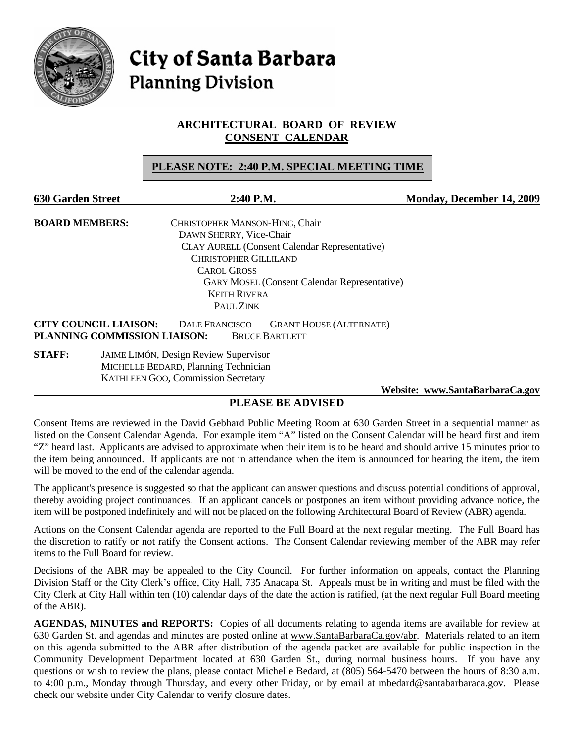# City of Santa Barbara
## Planning Division

### ARCHITECTURAL BOARD OF REVIEW
### CONSENT CALENDAR

**PLEASE NOTE: 2:40 P.M. SPECIAL MEETING TIME**

**630 Garden Street** **2:40 P.M.** **Monday, December 14, 2009**

**BOARD MEMBERS:**
CHRISTOPHER MANSON-HING, Chair
DAWN SHERRY, Vice-Chair
CLAY AURELL (Consent Calendar Representative)
CHRISTOPHER GILLILAND
CAROL GROSS
GARY MOSEL (Consent Calendar Representative)
KEITH RIVERA
PAUL ZINK

**CITY COUNCIL LIAISON:** DALE FRANCISCO GRANT HOUSE (ALTERNATE)
**PLANNING COMMISSION LIAISON:** BRUCE BARTLETT

**STAFF:**
JAIME LIMÓN, Design Review Supervisor
MICHELLE BEDARD, Planning Technician
KATHLEEN GOO, Commission Secretary

**Website: www.SantaBarbaraCa.gov**

## PLEASE BE ADVISED

Consent Items are reviewed in the David Gebhard Public Meeting Room at 630 Garden Street in a sequential manner as listed on the Consent Calendar Agenda. For example item "A" listed on the Consent Calendar will be heard first and item "Z" heard last. Applicants are advised to approximate when their item is to be heard and should arrive 15 minutes prior to the item being announced. If applicants are not in attendance when the item is announced for hearing the item, the item will be moved to the end of the calendar agenda.

The applicant's presence is suggested so that the applicant can answer questions and discuss potential conditions of approval, thereby avoiding project continuances. If an applicant cancels or postpones an item without providing advance notice, the item will be postponed indefinitely and will not be placed on the following Architectural Board of Review (ABR) agenda.

Actions on the Consent Calendar agenda are reported to the Full Board at the next regular meeting. The Full Board has the discretion to ratify or not ratify the Consent actions. The Consent Calendar reviewing member of the ABR may refer items to the Full Board for review.

Decisions of the ABR may be appealed to the City Council. For further information on appeals, contact the Planning Division Staff or the City Clerk's office, City Hall, 735 Anacapa St. Appeals must be in writing and must be filed with the City Clerk at City Hall within ten (10) calendar days of the date the action is ratified, (at the next regular Full Board meeting of the ABR).

**AGENDAS, MINUTES and REPORTS:** Copies of all documents relating to agenda items are available for review at 630 Garden St. and agendas and minutes are posted online at www.SantaBarbaraCa.gov/abr. Materials related to an item on this agenda submitted to the ABR after distribution of the agenda packet are available for public inspection in the Community Development Department located at 630 Garden St., during normal business hours. If you have any questions or wish to review the plans, please contact Michelle Bedard, at (805) 564-5470 between the hours of 8:30 a.m. to 4:00 p.m., Monday through Thursday, and every other Friday, or by email at mbedard@santabarbaraca.gov. Please check our website under City Calendar to verify closure dates.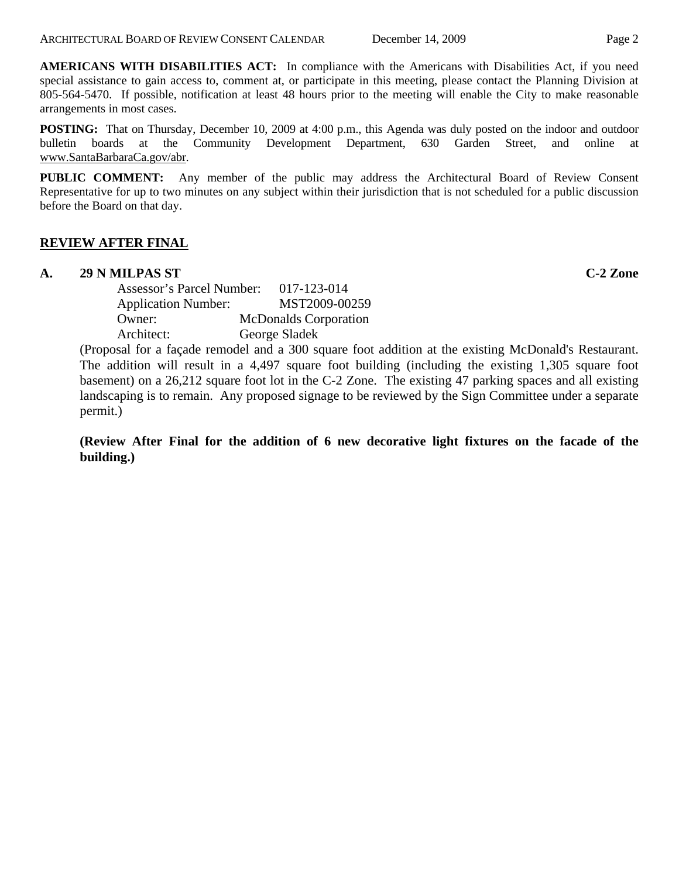**AMERICANS WITH DISABILITIES ACT:** In compliance with the Americans with Disabilities Act, if you need special assistance to gain access to, comment at, or participate in this meeting, please contact the Planning Division at 805-564-5470. If possible, notification at least 48 hours prior to the meeting will enable the City to make reasonable arrangements in most cases.

**POSTING:** That on Thursday, December 10, 2009 at 4:00 p.m., this Agenda was duly posted on the indoor and outdoor bulletin boards at the Community Development Department, 630 Garden Street, and online at www.SantaBarbaraCa.gov/abr.

**PUBLIC COMMENT:** Any member of the public may address the Architectural Board of Review Consent Representative for up to two minutes on any subject within their jurisdiction that is not scheduled for a public discussion before the Board on that day.

## REVIEW AFTER FINAL

### A. 29 N MILPAS ST — C-2 Zone

Assessor's Parcel Number: 017-123-014
Application Number: MST2009-00259
Owner: McDonalds Corporation
Architect: George Sladek

(Proposal for a façade remodel and a 300 square foot addition at the existing McDonald's Restaurant. The addition will result in a 4,497 square foot building (including the existing 1,305 square foot basement) on a 26,212 square foot lot in the C-2 Zone. The existing 47 parking spaces and all existing landscaping is to remain. Any proposed signage to be reviewed by the Sign Committee under a separate permit.)

**(Review After Final for the addition of 6 new decorative light fixtures on the facade of the building.)**